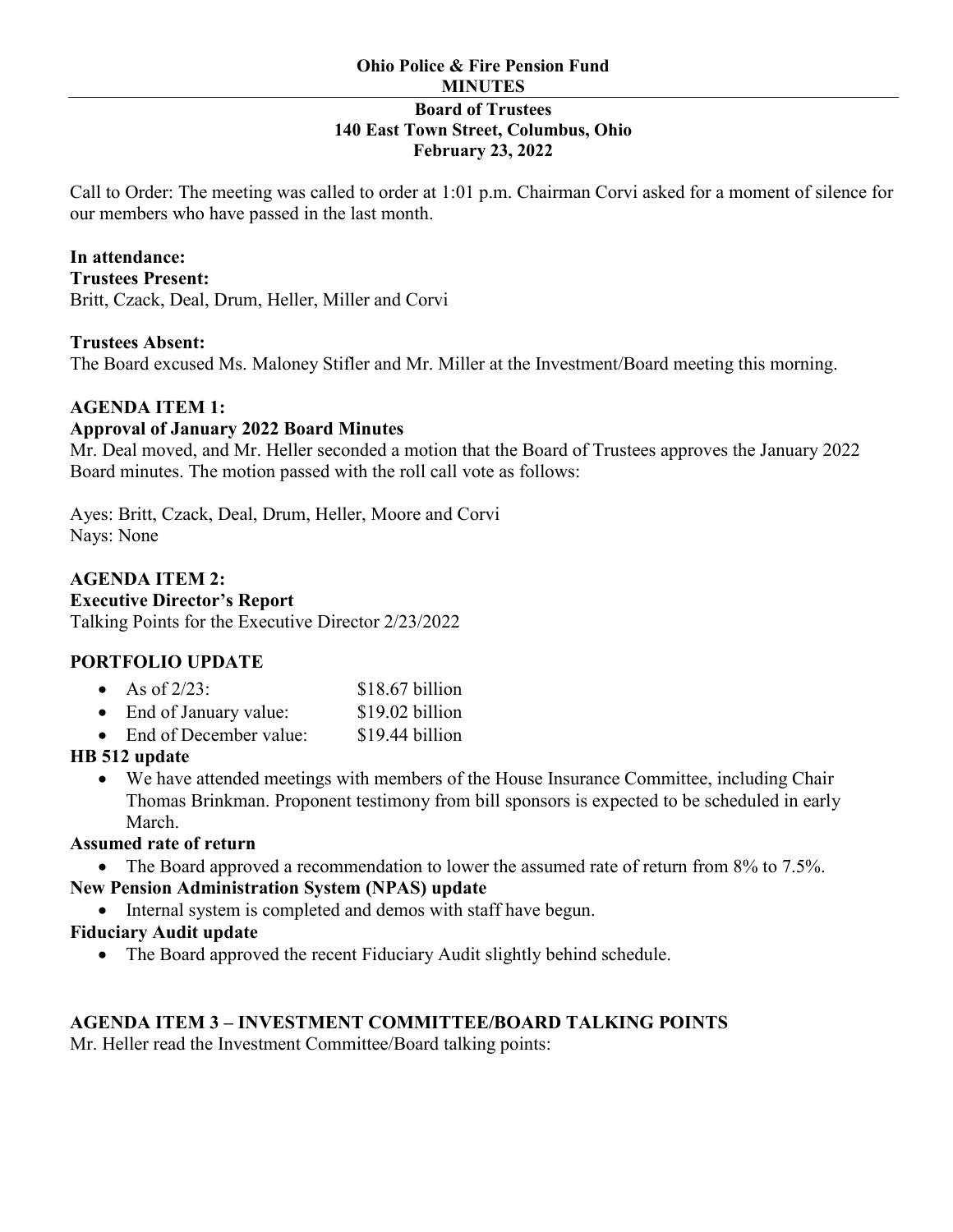**Ohio Police & Fire Pension Fund**
**MINUTES**

---

**Board of Trustees**
**140 East Town Street, Columbus, Ohio**
**February 23, 2022**

Call to Order: The meeting was called to order at 1:01 p.m. Chairman Corvi asked for a moment of silence for our members who have passed in the last month.

**In attendance:**

**Trustees Present:**
Britt, Czack, Deal, Drum, Heller, Miller and Corvi

**Trustees Absent:**
The Board excused Ms. Maloney Stifler and Mr. Miller at the Investment/Board meeting this morning.

**AGENDA ITEM 1:**

**Approval of January 2022 Board Minutes**
Mr. Deal moved, and Mr. Heller seconded a motion that the Board of Trustees approves the January 2022 Board minutes. The motion passed with the roll call vote as follows:

Ayes: Britt, Czack, Deal, Drum, Heller, Moore and Corvi
Nays: None

**AGENDA ITEM 2:**

**Executive Director's Report**
Talking Points for the Executive Director 2/23/2022

**PORTFOLIO UPDATE**

- As of 2/23: $18.67 billion
- End of January value: $19.02 billion
- End of December value: $19.44 billion

**HB 512 update**

- We have attended meetings with members of the House Insurance Committee, including Chair Thomas Brinkman. Proponent testimony from bill sponsors is expected to be scheduled in early March.

**Assumed rate of return**

- The Board approved a recommendation to lower the assumed rate of return from 8% to 7.5%.

**New Pension Administration System (NPAS) update**

- Internal system is completed and demos with staff have begun.

**Fiduciary Audit update**

- The Board approved the recent Fiduciary Audit slightly behind schedule.

**AGENDA ITEM 3 – INVESTMENT COMMITTEE/BOARD TALKING POINTS**
Mr. Heller read the Investment Committee/Board talking points: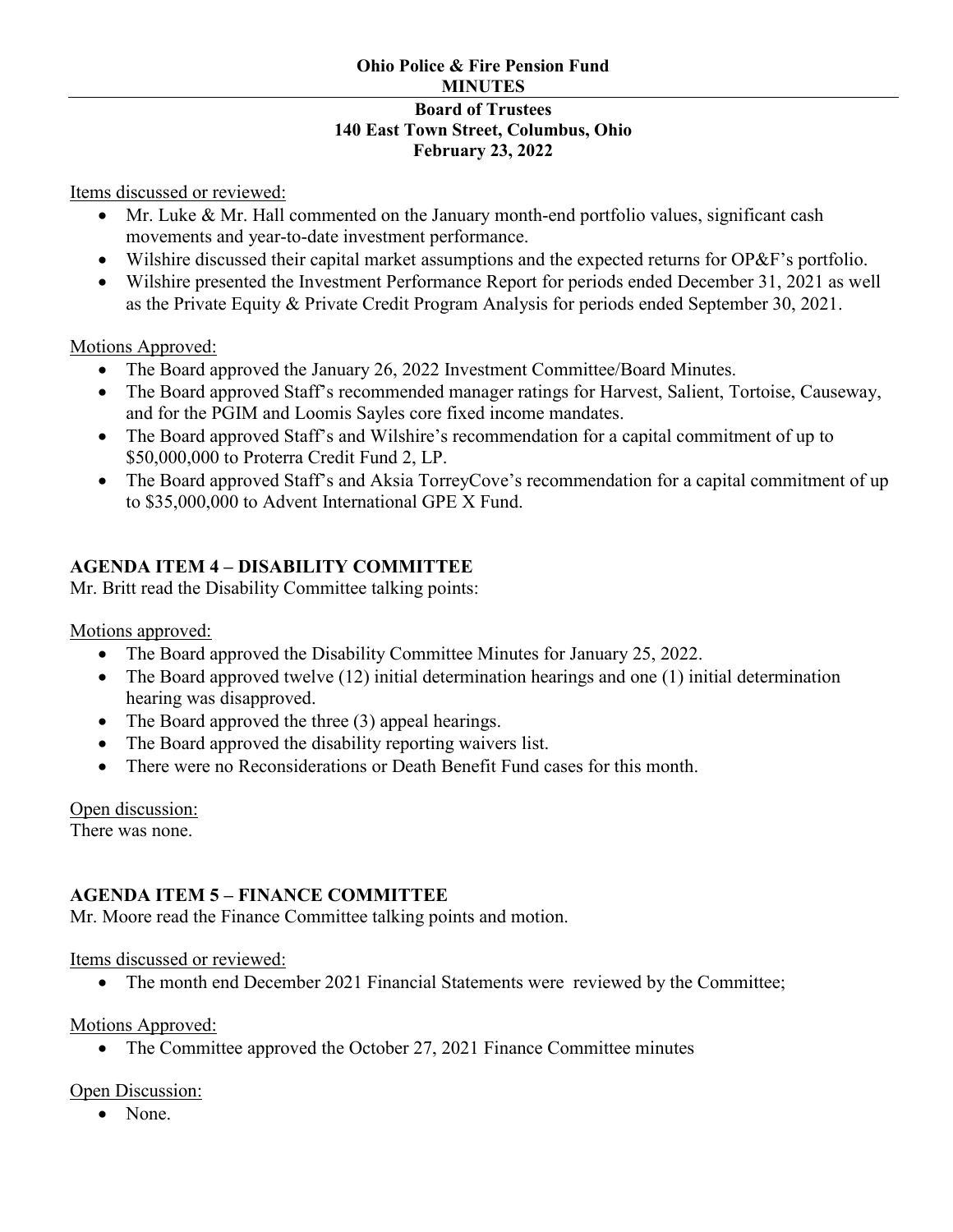Items discussed or reviewed:

- Mr. Luke & Mr. Hall commented on the January month-end portfolio values, significant cash movements and year-to-date investment performance.
- Wilshire discussed their capital market assumptions and the expected returns for OP&F's portfolio.
- Wilshire presented the Investment Performance Report for periods ended December 31, 2021 as well as the Private Equity & Private Credit Program Analysis for periods ended September 30, 2021.

Motions Approved:

- The Board approved the January 26, 2022 Investment Committee/Board Minutes.
- The Board approved Staff's recommended manager ratings for Harvest, Salient, Tortoise, Causeway, and for the PGIM and Loomis Sayles core fixed income mandates.
- The Board approved Staff's and Wilshire's recommendation for a capital commitment of up to $50,000,000 to Proterra Credit Fund 2, LP.
- The Board approved Staff's and Aksia TorreyCove's recommendation for a capital commitment of up to $35,000,000 to Advent International GPE X Fund.

**AGENDA ITEM 4 – DISABILITY COMMITTEE**

Mr. Britt read the Disability Committee talking points:

Motions approved:

- The Board approved the Disability Committee Minutes for January 25, 2022.
- The Board approved twelve (12) initial determination hearings and one (1) initial determination hearing was disapproved.
- The Board approved the three (3) appeal hearings.
- The Board approved the disability reporting waivers list.
- There were no Reconsiderations or Death Benefit Fund cases for this month.

Open discussion:

There was none.

**AGENDA ITEM 5 – FINANCE COMMITTEE**

Mr. Moore read the Finance Committee talking points and motion.

Items discussed or reviewed:

- The month end December 2021 Financial Statements were reviewed by the Committee;

Motions Approved:

- The Committee approved the October 27, 2021 Finance Committee minutes

Open Discussion:

- None.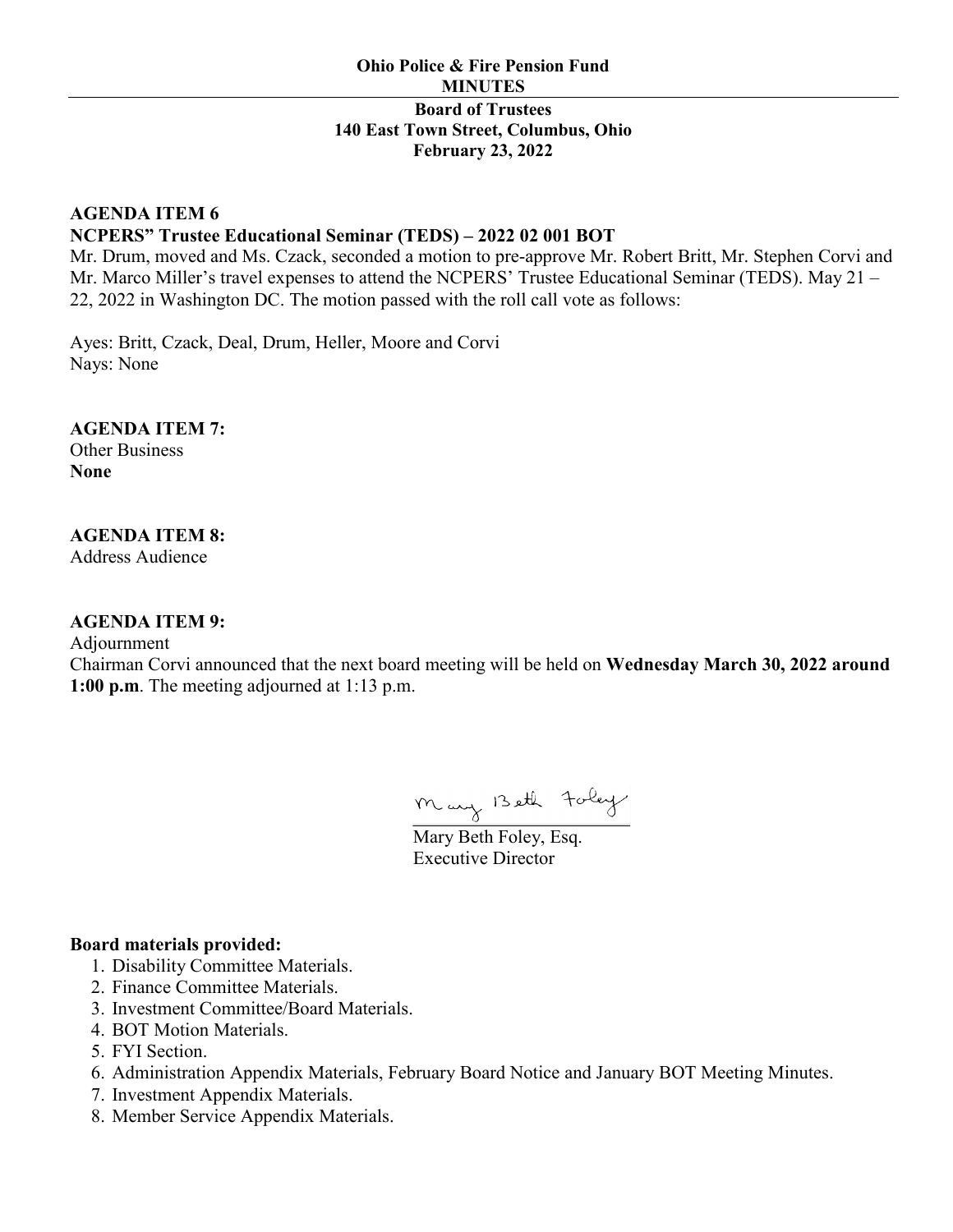**Ohio Police & Fire Pension Fund**
**MINUTES**

**Board of Trustees**
**140 East Town Street, Columbus, Ohio**
**February 23, 2022**

**AGENDA ITEM 6**
**NCPERS" Trustee Educational Seminar (TEDS) – 2022 02 001 BOT**
Mr. Drum, moved and Ms. Czack, seconded a motion to pre-approve Mr. Robert Britt, Mr. Stephen Corvi and Mr. Marco Miller's travel expenses to attend the NCPERS' Trustee Educational Seminar (TEDS). May 21 – 22, 2022 in Washington DC. The motion passed with the roll call vote as follows:

Ayes: Britt, Czack, Deal, Drum, Heller, Moore and Corvi
Nays: None

**AGENDA ITEM 7:**
Other Business
**None**

**AGENDA ITEM 8:**
Address Audience

**AGENDA ITEM 9:**
Adjournment
Chairman Corvi announced that the next board meeting will be held on **Wednesday March 30, 2022 around 1:00 p.m**. The meeting adjourned at 1:13 p.m.

Mary Beth Foley

Mary Beth Foley, Esq.
Executive Director

**Board materials provided:**

1. Disability Committee Materials.
2. Finance Committee Materials.
3. Investment Committee/Board Materials.
4. BOT Motion Materials.
5. FYI Section.
6. Administration Appendix Materials, February Board Notice and January BOT Meeting Minutes.
7. Investment Appendix Materials.
8. Member Service Appendix Materials.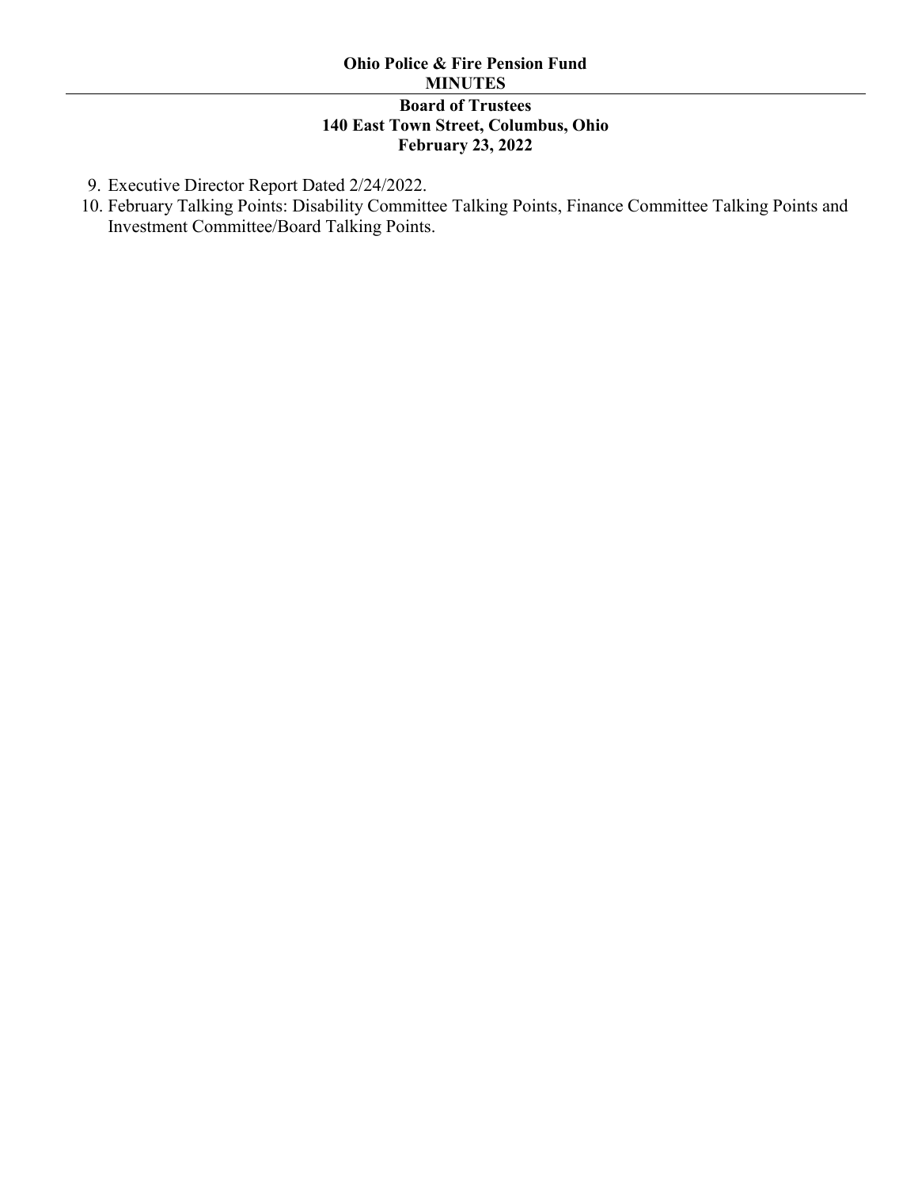9. Executive Director Report Dated 2/24/2022.
10. February Talking Points: Disability Committee Talking Points, Finance Committee Talking Points and Investment Committee/Board Talking Points.